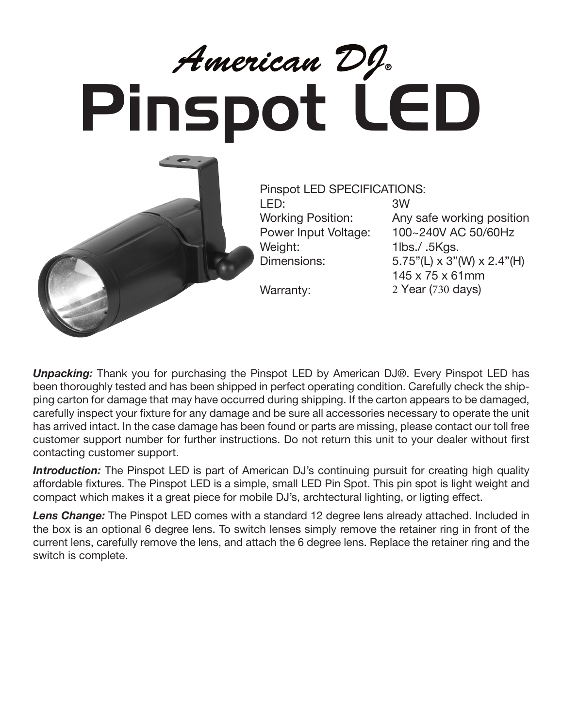# American DJ®
# Pinspot LED

Pinspot LED SPECIFICATIONS:

| | |
|---|---|
| LED: | 3W |
| Working Position: | Any safe working position |
| Power Input Voltage: | 100~240V AC 50/60Hz |
| Weight: | 1lbs./ .5Kgs. |
| Dimensions: | 5.75"(L) x 3"(W) x 2.4"(H) 145 x 75 x 61mm |
| Warranty: | 2 Year (730 days) |

***Unpacking:*** Thank you for purchasing the Pinspot LED by American DJ®. Every Pinspot LED has been thoroughly tested and has been shipped in perfect operating condition. Carefully check the shipping carton for damage that may have occurred during shipping. If the carton appears to be damaged, carefully inspect your fixture for any damage and be sure all accessories necessary to operate the unit has arrived intact. In the case damage has been found or parts are missing, please contact our toll free customer support number for further instructions. Do not return this unit to your dealer without first contacting customer support.

***Introduction:*** The Pinspot LED is part of American DJ's continuing pursuit for creating high quality affordable fixtures. The Pinspot LED is a simple, small LED Pin Spot. This pin spot is light weight and compact which makes it a great piece for mobile DJ's, archtectural lighting, or ligting effect.

***Lens Change:*** The Pinspot LED comes with a standard 12 degree lens already attached. Included in the box is an optional 6 degree lens. To switch lenses simply remove the retainer ring in front of the current lens, carefully remove the lens, and attach the 6 degree lens. Replace the retainer ring and the switch is complete.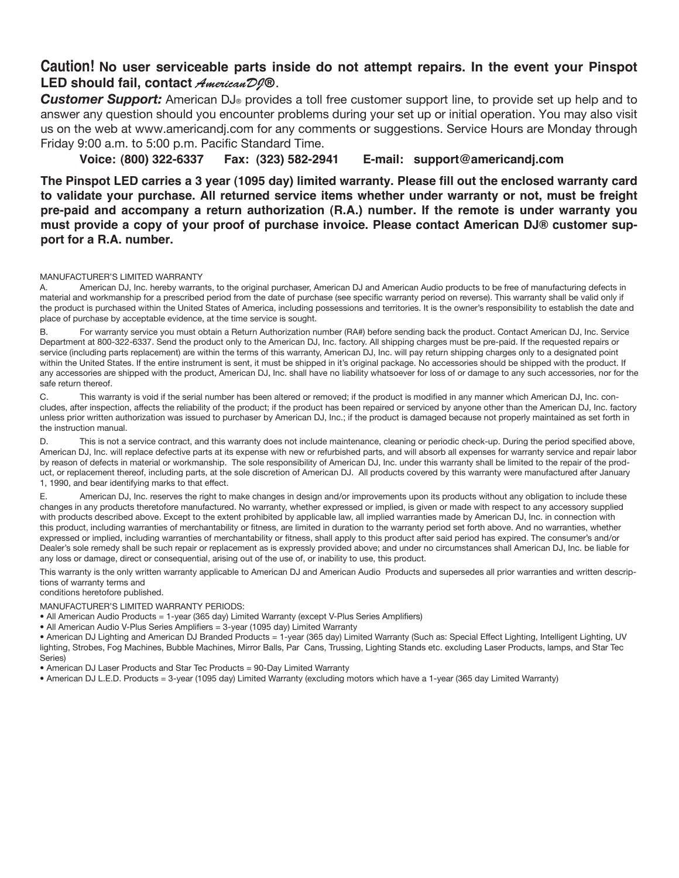**Caution! No user serviceable parts inside do not attempt repairs. In the event your Pinspot LED should fail, contact *AmericanDJ*®.**

***Customer Support:*** American DJ® provides a toll free customer support line, to provide set up help and to answer any question should you encounter problems during your set up or initial operation. You may also visit us on the web at www.americandj.com for any comments or suggestions. Service Hours are Monday through Friday 9:00 a.m. to 5:00 p.m. Pacific Standard Time.

**Voice: (800) 322-6337 Fax: (323) 582-2941 E-mail: support@americandj.com**

**The Pinspot LED carries a 3 year (1095 day) limited warranty. Please fill out the enclosed warranty card to validate your purchase. All returned service items whether under warranty or not, must be freight pre-paid and accompany a return authorization (R.A.) number. If the remote is under warranty you must provide a copy of your proof of purchase invoice. Please contact American DJ® customer support for a R.A. number.**

MANUFACTURER'S LIMITED WARRANTY

A. American DJ, Inc. hereby warrants, to the original purchaser, American DJ and American Audio products to be free of manufacturing defects in material and workmanship for a prescribed period from the date of purchase (see specific warranty period on reverse). This warranty shall be valid only if the product is purchased within the United States of America, including possessions and territories. It is the owner's responsibility to establish the date and place of purchase by acceptable evidence, at the time service is sought.

B. For warranty service you must obtain a Return Authorization number (RA#) before sending back the product. Contact American DJ, Inc. Service Department at 800-322-6337. Send the product only to the American DJ, Inc. factory. All shipping charges must be pre-paid. If the requested repairs or service (including parts replacement) are within the terms of this warranty, American DJ, Inc. will pay return shipping charges only to a designated point within the United States. If the entire instrument is sent, it must be shipped in it's original package. No accessories should be shipped with the product. If any accessories are shipped with the product, American DJ, Inc. shall have no liability whatsoever for loss of or damage to any such accessories, nor for the safe return thereof.

C. This warranty is void if the serial number has been altered or removed; if the product is modified in any manner which American DJ, Inc. concludes, after inspection, affects the reliability of the product; if the product has been repaired or serviced by anyone other than the American DJ, Inc. factory unless prior written authorization was issued to purchaser by American DJ, Inc.; if the product is damaged because not properly maintained as set forth in the instruction manual.

D. This is not a service contract, and this warranty does not include maintenance, cleaning or periodic check-up. During the period specified above, American DJ, Inc. will replace defective parts at its expense with new or refurbished parts, and will absorb all expenses for warranty service and repair labor by reason of defects in material or workmanship. The sole responsibility of American DJ, Inc. under this warranty shall be limited to the repair of the product, or replacement thereof, including parts, at the sole discretion of American DJ. All products covered by this warranty were manufactured after January 1, 1990, and bear identifying marks to that effect.

E. American DJ, Inc. reserves the right to make changes in design and/or improvements upon its products without any obligation to include these changes in any products theretofore manufactured. No warranty, whether expressed or implied, is given or made with respect to any accessory supplied with products described above. Except to the extent prohibited by applicable law, all implied warranties made by American DJ, Inc. in connection with this product, including warranties of merchantability or fitness, are limited in duration to the warranty period set forth above. And no warranties, whether expressed or implied, including warranties of merchantability or fitness, shall apply to this product after said period has expired. The consumer's and/or Dealer's sole remedy shall be such repair or replacement as is expressly provided above; and under no circumstances shall American DJ, Inc. be liable for any loss or damage, direct or consequential, arising out of the use of, or inability to use, this product.

This warranty is the only written warranty applicable to American DJ and American Audio Products and supersedes all prior warranties and written descriptions of warranty terms and
conditions heretofore published.

MANUFACTURER'S LIMITED WARRANTY PERIODS:

- All American Audio Products = 1-year (365 day) Limited Warranty (except V-Plus Series Amplifiers)
- All American Audio V-Plus Series Amplifiers = 3-year (1095 day) Limited Warranty
- American DJ Lighting and American DJ Branded Products = 1-year (365 day) Limited Warranty (Such as: Special Effect Lighting, Intelligent Lighting, UV lighting, Strobes, Fog Machines, Bubble Machines, Mirror Balls, Par Cans, Trussing, Lighting Stands etc. excluding Laser Products, lamps, and Star Tec Series)
- American DJ Laser Products and Star Tec Products = 90-Day Limited Warranty
- American DJ L.E.D. Products = 3-year (1095 day) Limited Warranty (excluding motors which have a 1-year (365 day Limited Warranty)